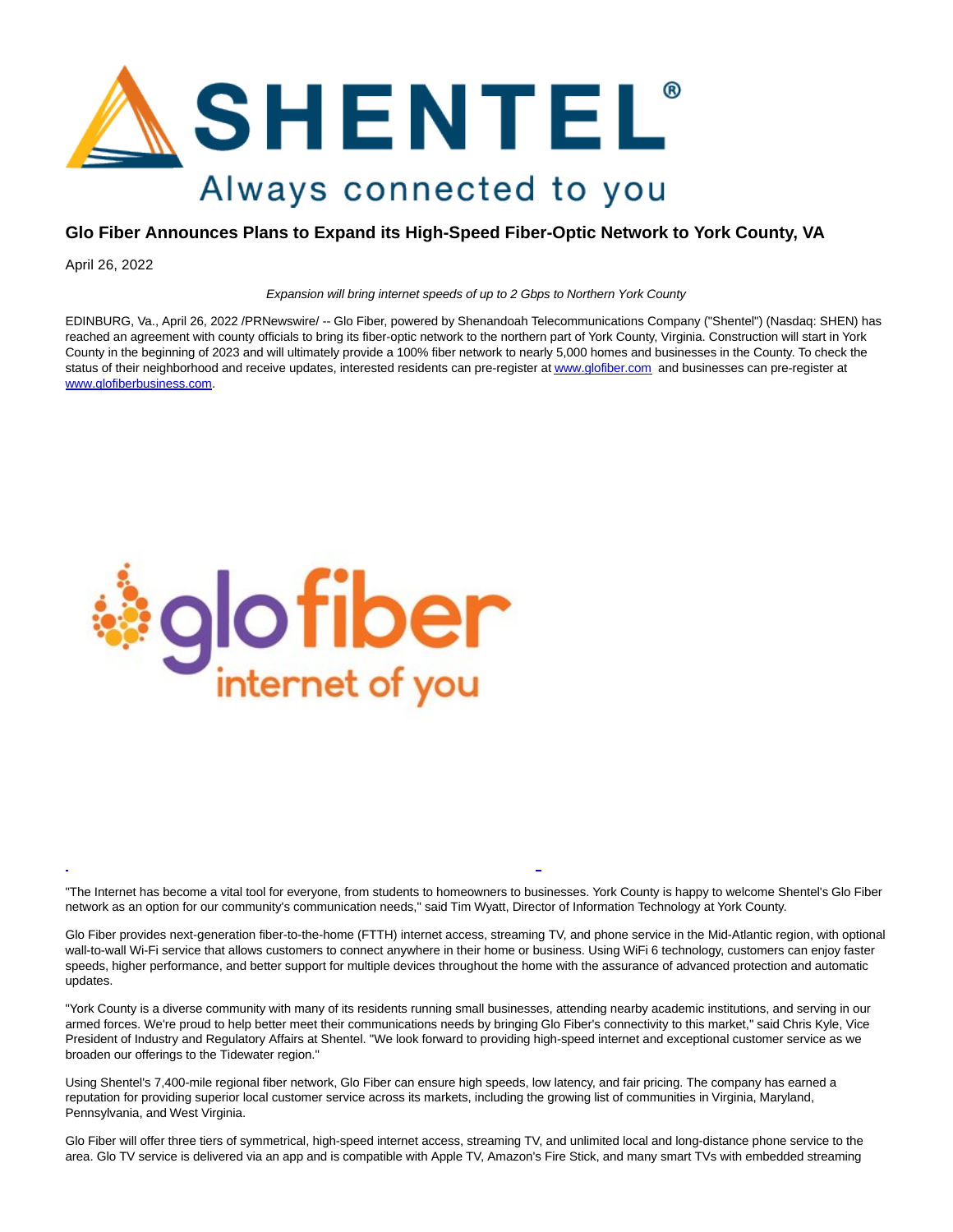# Glo Fiber Announces Plans to Expand its High-Speed Fiber-Optic Network to York County, VA

April 26, 2022

*Expansion will bring internet speeds of up to 2 Gbps to Northern York County*

EDINBURG, Va., April 26, 2022 /PRNewswire/ -- Glo Fiber, powered by Shenandoah Telecommunications Company ("Shentel") (Nasdaq: SHEN) has reached an agreement with county officials to bring its fiber-optic network to the northern part of York County, Virginia. Construction will start in York County in the beginning of 2023 and will ultimately provide a 100% fiber network to nearly 5,000 homes and businesses in the County. To check the status of their neighborhood and receive updates, interested residents can pre-register at [www.glofiber.com](http://www.glofiber.com) and businesses can pre-register at [www.glofiberbusiness.com](http://www.glofiberbusiness.com).

"The Internet has become a vital tool for everyone, from students to homeowners to businesses. York County is happy to welcome Shentel's Glo Fiber network as an option for our community's communication needs," said Tim Wyatt, Director of Information Technology at York County.

Glo Fiber provides next-generation fiber-to-the-home (FTTH) internet access, streaming TV, and phone service in the Mid-Atlantic region, with optional wall-to-wall Wi-Fi service that allows customers to connect anywhere in their home or business. Using WiFi 6 technology, customers can enjoy faster speeds, higher performance, and better support for multiple devices throughout the home with the assurance of advanced protection and automatic updates.

"York County is a diverse community with many of its residents running small businesses, attending nearby academic institutions, and serving in our armed forces. We're proud to help better meet their communications needs by bringing Glo Fiber's connectivity to this market," said Chris Kyle, Vice President of Industry and Regulatory Affairs at Shentel. "We look forward to providing high-speed internet and exceptional customer service as we broaden our offerings to the Tidewater region."

Using Shentel's 7,400-mile regional fiber network, Glo Fiber can ensure high speeds, low latency, and fair pricing. The company has earned a reputation for providing superior local customer service across its markets, including the growing list of communities in Virginia, Maryland, Pennsylvania, and West Virginia.

Glo Fiber will offer three tiers of symmetrical, high-speed internet access, streaming TV, and unlimited local and long-distance phone service to the area. Glo TV service is delivered via an app and is compatible with Apple TV, Amazon's Fire Stick, and many smart TVs with embedded streaming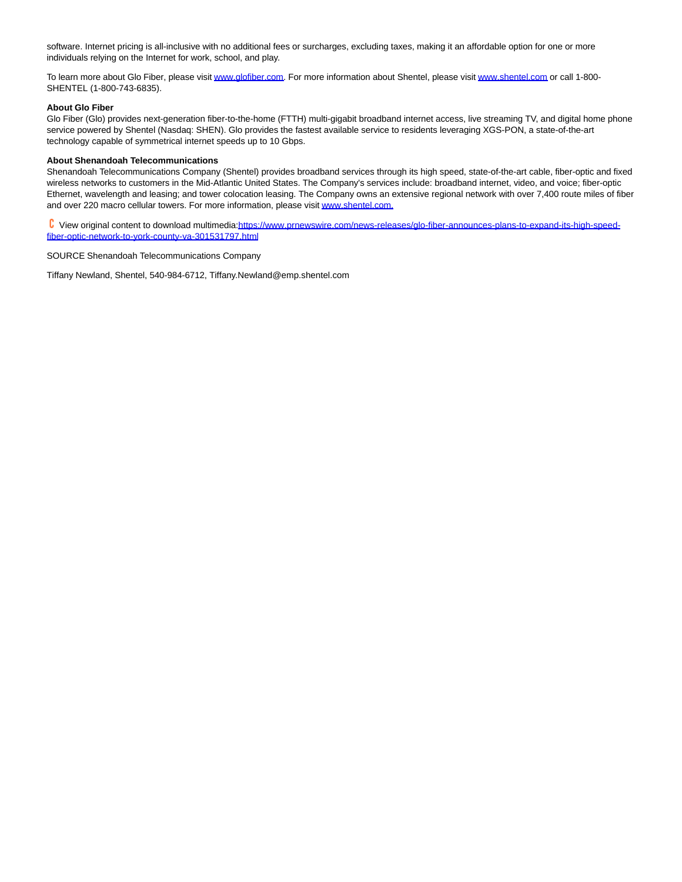software. Internet pricing is all-inclusive with no additional fees or surcharges, excluding taxes, making it an affordable option for one or more individuals relying on the Internet for work, school, and play.

To learn more about Glo Fiber, please visit www.glofiber.com. For more information about Shentel, please visit www.shentel.com or call 1-800-SHENTEL (1-800-743-6835).

**About Glo Fiber**
Glo Fiber (Glo) provides next-generation fiber-to-the-home (FTTH) multi-gigabit broadband internet access, live streaming TV, and digital home phone service powered by Shentel (Nasdaq: SHEN). Glo provides the fastest available service to residents leveraging XGS-PON, a state-of-the-art technology capable of symmetrical internet speeds up to 10 Gbps.

**About Shenandoah Telecommunications**
Shenandoah Telecommunications Company (Shentel) provides broadband services through its high speed, state-of-the-art cable, fiber-optic and fixed wireless networks to customers in the Mid-Atlantic United States. The Company's services include: broadband internet, video, and voice; fiber-optic Ethernet, wavelength and leasing; and tower colocation leasing. The Company owns an extensive regional network with over 7,400 route miles of fiber and over 220 macro cellular towers. For more information, please visit www.shentel.com.

View original content to download multimedia:https://www.prnewswire.com/news-releases/glo-fiber-announces-plans-to-expand-its-high-speed-fiber-optic-network-to-york-county-va-301531797.html

SOURCE Shenandoah Telecommunications Company

Tiffany Newland, Shentel, 540-984-6712, Tiffany.Newland@emp.shentel.com